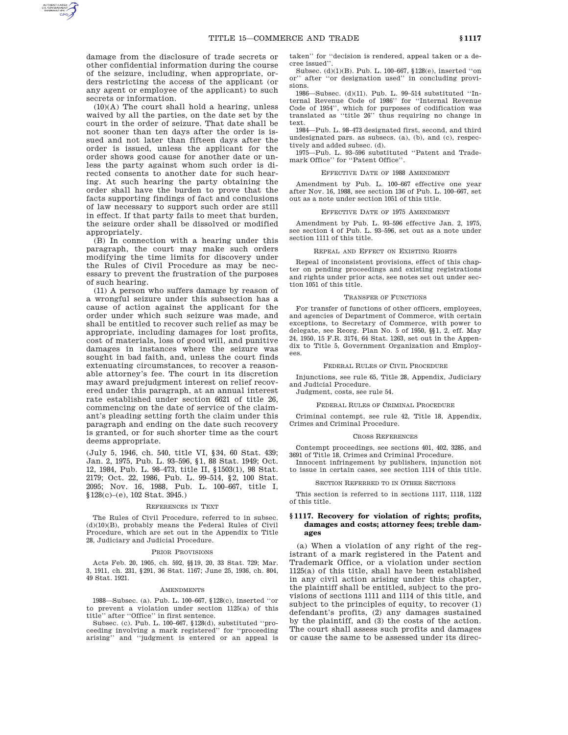damage from the disclosure of trade secrets or other confidential information during the course of the seizure, including, when appropriate, orders restricting the access of the applicant (or any agent or employee of the applicant) to such secrets or information.

(10)(A) The court shall hold a hearing, unless waived by all the parties, on the date set by the court in the order of seizure. That date shall be not sooner than ten days after the order is issued and not later than fifteen days after the order is issued, unless the applicant for the order shows good cause for another date or unless the party against whom such order is directed consents to another date for such hearing. At such hearing the party obtaining the order shall have the burden to prove that the facts supporting findings of fact and conclusions of law necessary to support such order are still in effect. If that party fails to meet that burden, the seizure order shall be dissolved or modified appropriately.

(B) In connection with a hearing under this paragraph, the court may make such orders modifying the time limits for discovery under the Rules of Civil Procedure as may be necessary to prevent the frustration of the purposes of such hearing.

(11) A person who suffers damage by reason of a wrongful seizure under this subsection has a cause of action against the applicant for the order under which such seizure was made, and shall be entitled to recover such relief as may be appropriate, including damages for lost profits, cost of materials, loss of good will, and punitive damages in instances where the seizure was sought in bad faith, and, unless the court finds extenuating circumstances, to recover a reasonable attorney's fee. The court in its discretion may award prejudgment interest on relief recovered under this paragraph, at an annual interest rate established under section 6621 of title 26, commencing on the date of service of the claimant's pleading setting forth the claim under this paragraph and ending on the date such recovery is granted, or for such shorter time as the court deems appropriate.

(July 5, 1946, ch. 540, title VI, §34, 60 Stat. 439; Jan. 2, 1975, Pub. L. 93–596, §1, 88 Stat. 1949; Oct. 12, 1984, Pub. L. 98–473, title II, §1503(1), 98 Stat. 2179; Oct. 22, 1986, Pub. L. 99–514, §2, 100 Stat. 2095; Nov. 16, 1988, Pub. L. 100–667, title I, §128(c)–(e), 102 Stat. 3945.)

REFERENCES IN TEXT

The Rules of Civil Procedure, referred to in subsec. (d)(10)(B), probably means the Federal Rules of Civil Procedure, which are set out in the Appendix to Title 28, Judiciary and Judicial Procedure.

PRIOR PROVISIONS

Acts Feb. 20, 1905, ch. 592, §§19, 20, 33 Stat. 729; Mar. 3, 1911, ch. 231, §291, 36 Stat. 1167; June 25, 1936, ch. 804, 49 Stat. 1921.

AMENDMENTS

1988—Subsec. (a). Pub. L. 100–667, §128(c), inserted ''or to prevent a violation under section 1125(a) of this title'' after ''Office'' in first sentence.

Subsec. (c). Pub. L. 100–667, §128(d), substituted ''proceeding involving a mark registered'' for ''proceeding arising'' and ''judgment is entered or an appeal is taken'' for ''decision is rendered, appeal taken or a decree issued''.

Subsec. (d)(1)(B). Pub. L. 100–667, §128(e), inserted ''on or'' after ''or designation used'' in concluding provisions.

1986—Subsec. (d)(11). Pub. L. 99–514 substituted ''Internal Revenue Code of 1986'' for ''Internal Revenue Code of 1954'', which for purposes of codification was translated as ''title 26'' thus requiring no change in text.

1984—Pub. L. 98–473 designated first, second, and third undesignated pars. as subsecs. (a), (b), and (c), respectively and added subsec. (d).

1975—Pub. L. 93–596 substituted ''Patent and Trademark Office'' for ''Patent Office''.

EFFECTIVE DATE OF 1988 AMENDMENT

Amendment by Pub. L. 100–667 effective one year after Nov. 16, 1988, see section 136 of Pub. L. 100–667, set out as a note under section 1051 of this title.

EFFECTIVE DATE OF 1975 AMENDMENT

Amendment by Pub. L. 93–596 effective Jan. 2, 1975, see section 4 of Pub. L. 93–596, set out as a note under section 1111 of this title.

REPEAL AND EFFECT ON EXISTING RIGHTS

Repeal of inconsistent provisions, effect of this chapter on pending proceedings and existing registrations and rights under prior acts, see notes set out under section 1051 of this title.

TRANSFER OF FUNCTIONS

For transfer of functions of other officers, employees, and agencies of Department of Commerce, with certain exceptions, to Secretary of Commerce, with power to delegate, see Reorg. Plan No. 5 of 1950, §§1, 2, eff. May 24, 1950, 15 F.R. 3174, 64 Stat. 1263, set out in the Appendix to Title 5, Government Organization and Employees.

FEDERAL RULES OF CIVIL PROCEDURE

Injunctions, see rule 65, Title 28, Appendix, Judiciary and Judicial Procedure.

Judgment, costs, see rule 54.

FEDERAL RULES OF CRIMINAL PROCEDURE

Criminal contempt, see rule 42, Title 18, Appendix, Crimes and Criminal Procedure.

CROSS REFERENCES

Contempt proceedings, see sections 401, 402, 3285, and 3691 of Title 18, Crimes and Criminal Procedure.

Innocent infringement by publishers, injunction not to issue in certain cases, see section 1114 of this title.

SECTION REFERRED TO IN OTHER SECTIONS

This section is referred to in sections 1117, 1118, 1122 of this title.

## §1117. Recovery for violation of rights; profits, damages and costs; attorney fees; treble damages

(a) When a violation of any right of the registrant of a mark registered in the Patent and Trademark Office, or a violation under section 1125(a) of this title, shall have been established in any civil action arising under this chapter, the plaintiff shall be entitled, subject to the provisions of sections 1111 and 1114 of this title, and subject to the principles of equity, to recover (1) defendant's profits, (2) any damages sustained by the plaintiff, and (3) the costs of the action. The court shall assess such profits and damages or cause the same to be assessed under its direc-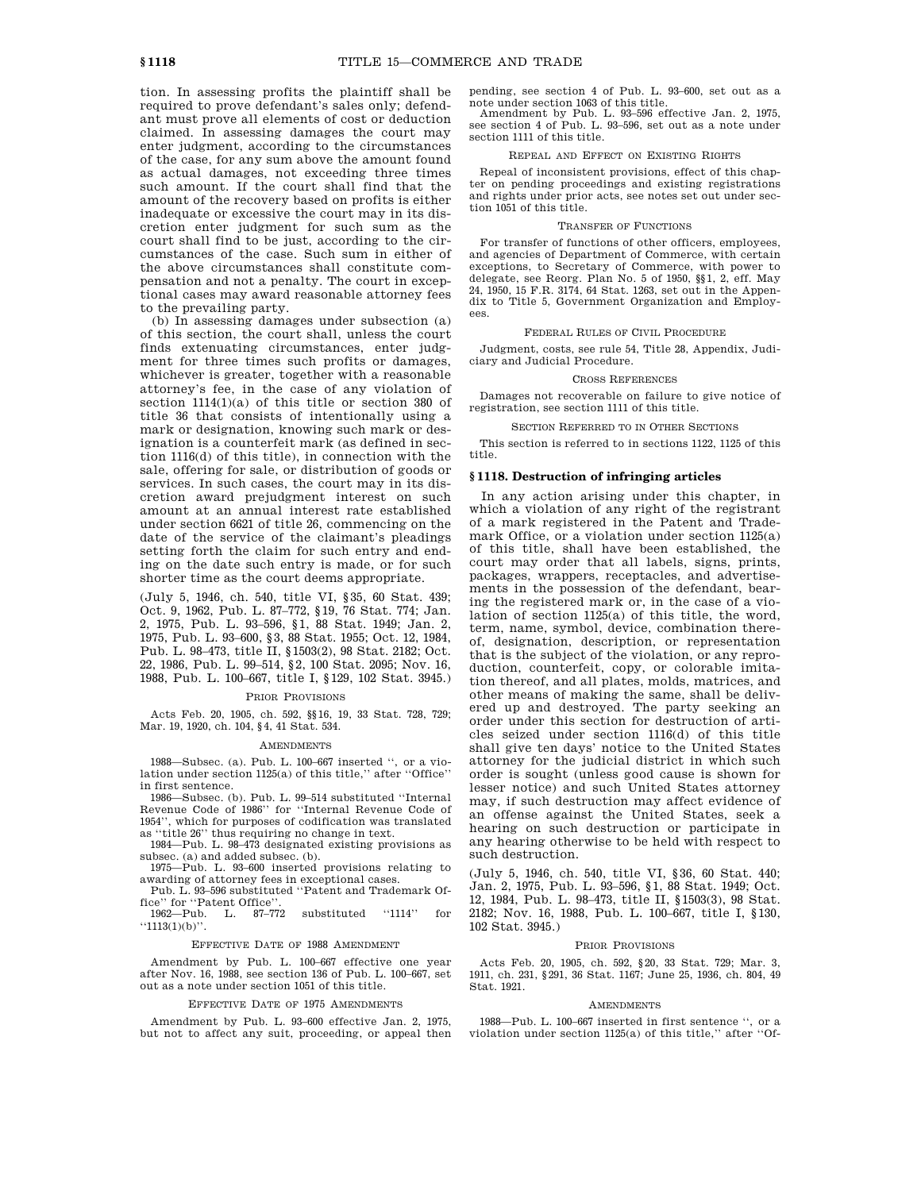tion. In assessing profits the plaintiff shall be required to prove defendant's sales only; defendant must prove all elements of cost or deduction claimed. In assessing damages the court may enter judgment, according to the circumstances of the case, for any sum above the amount found as actual damages, not exceeding three times such amount. If the court shall find that the amount of the recovery based on profits is either inadequate or excessive the court may in its discretion enter judgment for such sum as the court shall find to be just, according to the circumstances of the case. Such sum in either of the above circumstances shall constitute compensation and not a penalty. The court in exceptional cases may award reasonable attorney fees to the prevailing party.

(b) In assessing damages under subsection (a) of this section, the court shall, unless the court finds extenuating circumstances, enter judgment for three times such profits or damages, whichever is greater, together with a reasonable attorney's fee, in the case of any violation of section 1114(1)(a) of this title or section 380 of title 36 that consists of intentionally using a mark or designation, knowing such mark or designation is a counterfeit mark (as defined in section 1116(d) of this title), in connection with the sale, offering for sale, or distribution of goods or services. In such cases, the court may in its discretion award prejudgment interest on such amount at an annual interest rate established under section 6621 of title 26, commencing on the date of the service of the claimant's pleadings setting forth the claim for such entry and ending on the date such entry is made, or for such shorter time as the court deems appropriate.

(July 5, 1946, ch. 540, title VI, §35, 60 Stat. 439; Oct. 9, 1962, Pub. L. 87–772, §19, 76 Stat. 774; Jan. 2, 1975, Pub. L. 93–596, §1, 88 Stat. 1949; Jan. 2, 1975, Pub. L. 93–600, §3, 88 Stat. 1955; Oct. 12, 1984, Pub. L. 98–473, title II, §1503(2), 98 Stat. 2182; Oct. 22, 1986, Pub. L. 99–514, §2, 100 Stat. 2095; Nov. 16, 1988, Pub. L. 100–667, title I, §129, 102 Stat. 3945.)

PRIOR PROVISIONS

Acts Feb. 20, 1905, ch. 592, §§16, 19, 33 Stat. 728, 729; Mar. 19, 1920, ch. 104, §4, 41 Stat. 534.

AMENDMENTS

1988—Subsec. (a). Pub. L. 100–667 inserted ", or a violation under section 1125(a) of this title," after "Office" in first sentence.

1986—Subsec. (b). Pub. L. 99–514 substituted "Internal Revenue Code of 1986" for "Internal Revenue Code of 1954", which for purposes of codification was translated as "title 26" thus requiring no change in text.

1984—Pub. L. 98–473 designated existing provisions as subsec. (a) and added subsec. (b).

1975—Pub. L. 93–600 inserted provisions relating to awarding of attorney fees in exceptional cases.

Pub. L. 93–596 substituted "Patent and Trademark Office" for "Patent Office".

1962—Pub. L. 87–772 substituted "1114" for "1113(1)(b)".

EFFECTIVE DATE OF 1988 AMENDMENT

Amendment by Pub. L. 100–667 effective one year after Nov. 16, 1988, see section 136 of Pub. L. 100–667, set out as a note under section 1051 of this title.

EFFECTIVE DATE OF 1975 AMENDMENTS

Amendment by Pub. L. 93–600 effective Jan. 2, 1975, but not to affect any suit, proceeding, or appeal then pending, see section 4 of Pub. L. 93–600, set out as a note under section 1063 of this title.

Amendment by Pub. L. 93–596 effective Jan. 2, 1975, see section 4 of Pub. L. 93–596, set out as a note under section 1111 of this title.

REPEAL AND EFFECT ON EXISTING RIGHTS

Repeal of inconsistent provisions, effect of this chapter on pending proceedings and existing registrations and rights under prior acts, see notes set out under section 1051 of this title.

TRANSFER OF FUNCTIONS

For transfer of functions of other officers, employees, and agencies of Department of Commerce, with certain exceptions, to Secretary of Commerce, with power to delegate, see Reorg. Plan No. 5 of 1950, §§1, 2, eff. May 24, 1950, 15 F.R. 3174, 64 Stat. 1263, set out in the Appendix to Title 5, Government Organization and Employees.

FEDERAL RULES OF CIVIL PROCEDURE

Judgment, costs, see rule 54, Title 28, Appendix, Judiciary and Judicial Procedure.

CROSS REFERENCES

Damages not recoverable on failure to give notice of registration, see section 1111 of this title.

SECTION REFERRED TO IN OTHER SECTIONS

This section is referred to in sections 1122, 1125 of this title.

### §1118. Destruction of infringing articles

In any action arising under this chapter, in which a violation of any right of the registrant of a mark registered in the Patent and Trademark Office, or a violation under section 1125(a) of this title, shall have been established, the court may order that all labels, signs, prints, packages, wrappers, receptacles, and advertisements in the possession of the defendant, bearing the registered mark or, in the case of a violation of section 1125(a) of this title, the word, term, name, symbol, device, combination thereof, designation, description, or representation that is the subject of the violation, or any reproduction, counterfeit, copy, or colorable imitation thereof, and all plates, molds, matrices, and other means of making the same, shall be delivered up and destroyed. The party seeking an order under this section for destruction of articles seized under section 1116(d) of this title shall give ten days' notice to the United States attorney for the judicial district in which such order is sought (unless good cause is shown for lesser notice) and such United States attorney may, if such destruction may affect evidence of an offense against the United States, seek a hearing on such destruction or participate in any hearing otherwise to be held with respect to such destruction.

(July 5, 1946, ch. 540, title VI, §36, 60 Stat. 440; Jan. 2, 1975, Pub. L. 93–596, §1, 88 Stat. 1949; Oct. 12, 1984, Pub. L. 98–473, title II, §1503(3), 98 Stat. 2182; Nov. 16, 1988, Pub. L. 100–667, title I, §130, 102 Stat. 3945.)

PRIOR PROVISIONS

Acts Feb. 20, 1905, ch. 592, §20, 33 Stat. 729; Mar. 3, 1911, ch. 231, §291, 36 Stat. 1167; June 25, 1936, ch. 804, 49 Stat. 1921.

AMENDMENTS

1988—Pub. L. 100–667 inserted in first sentence ", or a violation under section 1125(a) of this title," after "Of-